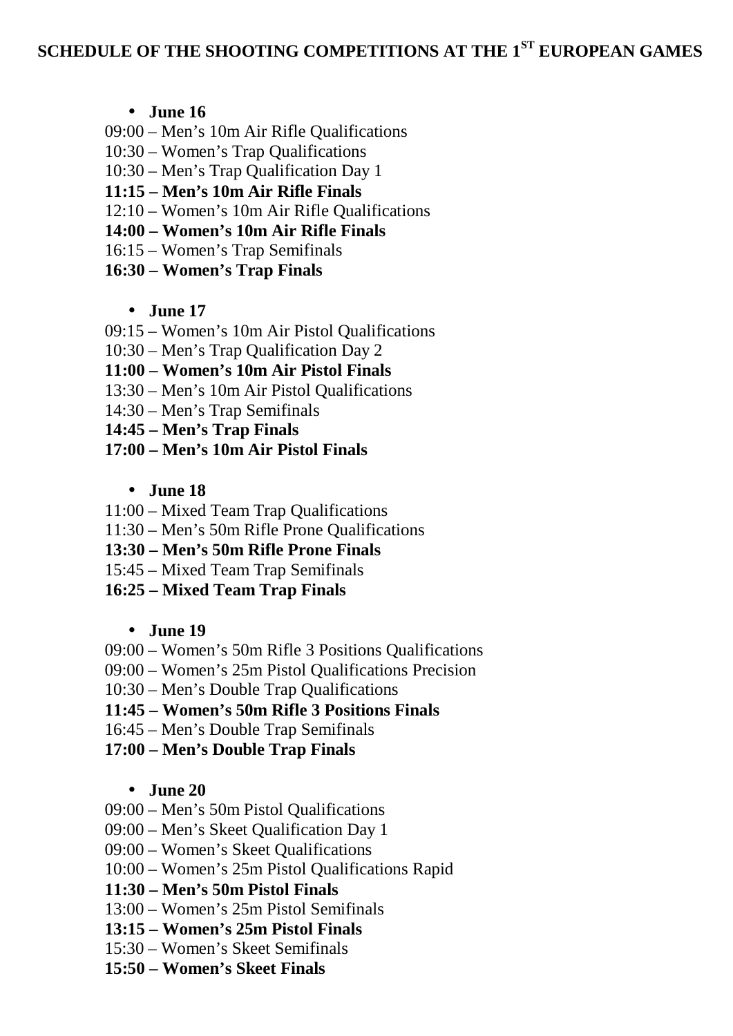# SCHEDULE OF THE SHOOTING COMPETITIONS AT THE 1ST EUROPEAN GAMES

- **June 16**

09:00 – Men's 10m Air Rifle Qualifications
10:30 – Women's Trap Qualifications
10:30 – Men's Trap Qualification Day 1
**11:15 – Men's 10m Air Rifle Finals**
12:10 – Women's 10m Air Rifle Qualifications
**14:00 – Women's 10m Air Rifle Finals**
16:15 – Women's Trap Semifinals
**16:30 – Women's Trap Finals**

- **June 17**

09:15 – Women's 10m Air Pistol Qualifications
10:30 – Men's Trap Qualification Day 2
**11:00 – Women's 10m Air Pistol Finals**
13:30 – Men's 10m Air Pistol Qualifications
14:30 – Men's Trap Semifinals
**14:45 – Men's Trap Finals**
**17:00 – Men's 10m Air Pistol Finals**

- **June 18**

11:00 – Mixed Team Trap Qualifications
11:30 – Men's 50m Rifle Prone Qualifications
**13:30 – Men's 50m Rifle Prone Finals**
15:45 – Mixed Team Trap Semifinals
**16:25 – Mixed Team Trap Finals**

- **June 19**

09:00 – Women's 50m Rifle 3 Positions Qualifications
09:00 – Women's 25m Pistol Qualifications Precision
10:30 – Men's Double Trap Qualifications
**11:45 – Women's 50m Rifle 3 Positions Finals**
16:45 – Men's Double Trap Semifinals
**17:00 – Men's Double Trap Finals**

- **June 20**

09:00 – Men's 50m Pistol Qualifications
09:00 – Men's Skeet Qualification Day 1
09:00 – Women's Skeet Qualifications
10:00 – Women's 25m Pistol Qualifications Rapid
**11:30 – Men's 50m Pistol Finals**
13:00 – Women's 25m Pistol Semifinals
**13:15 – Women's 25m Pistol Finals**
15:30 – Women's Skeet Semifinals
**15:50 – Women's Skeet Finals**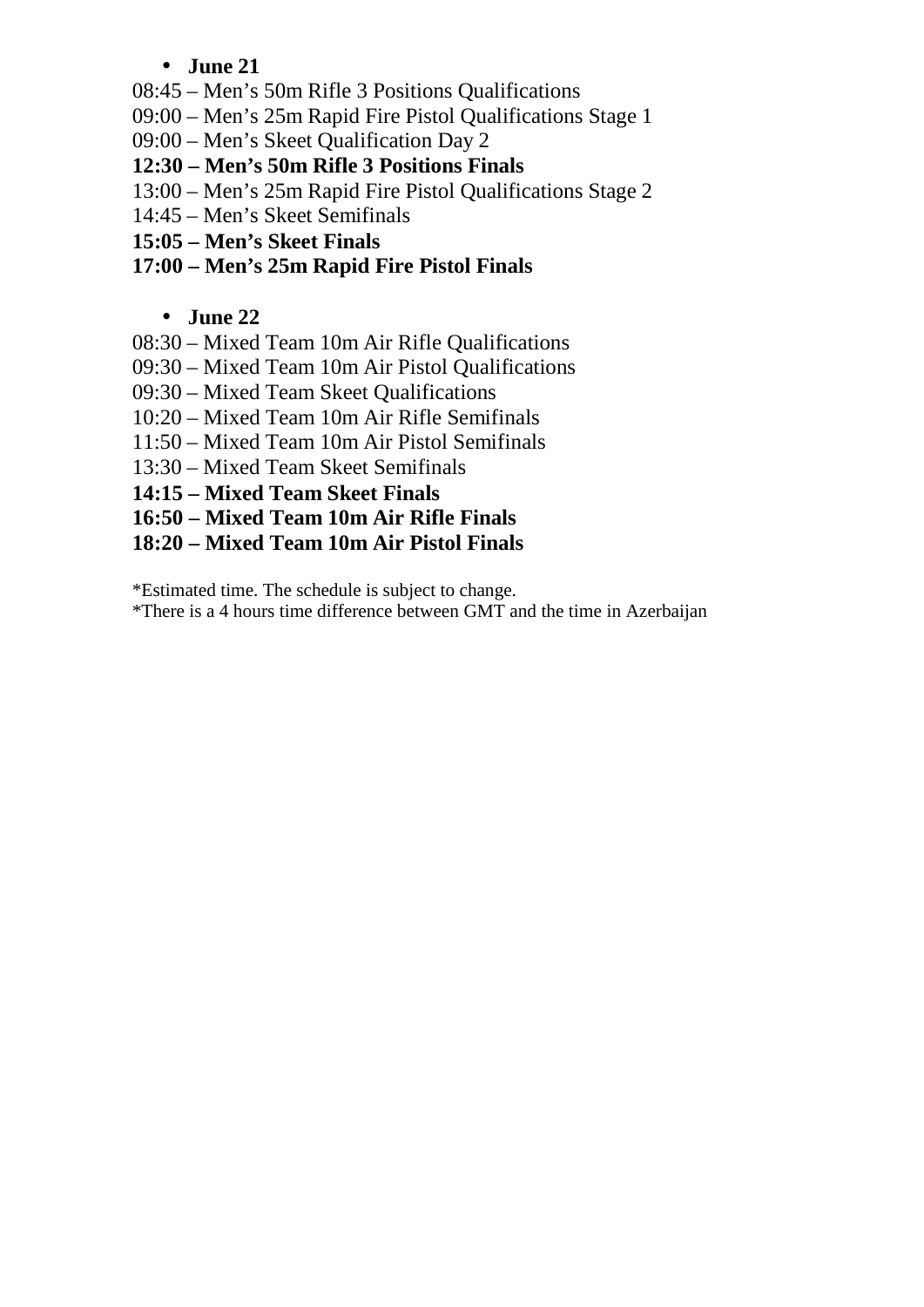- **June 21**

08:45 – Men's 50m Rifle 3 Positions Qualifications
09:00 – Men's 25m Rapid Fire Pistol Qualifications Stage 1
09:00 – Men's Skeet Qualification Day 2
**12:30 – Men's 50m Rifle 3 Positions Finals**
13:00 – Men's 25m Rapid Fire Pistol Qualifications Stage 2
14:45 – Men's Skeet Semifinals
**15:05 – Men's Skeet Finals**
**17:00 – Men's 25m Rapid Fire Pistol Finals**

- **June 22**

08:30 – Mixed Team 10m Air Rifle Qualifications
09:30 – Mixed Team 10m Air Pistol Qualifications
09:30 – Mixed Team Skeet Qualifications
10:20 – Mixed Team 10m Air Rifle Semifinals
11:50 – Mixed Team 10m Air Pistol Semifinals
13:30 – Mixed Team Skeet Semifinals
**14:15 – Mixed Team Skeet Finals**
**16:50 – Mixed Team 10m Air Rifle Finals**
**18:20 – Mixed Team 10m Air Pistol Finals**

*Estimated time. The schedule is subject to change.
*There is a 4 hours time difference between GMT and the time in Azerbaijan